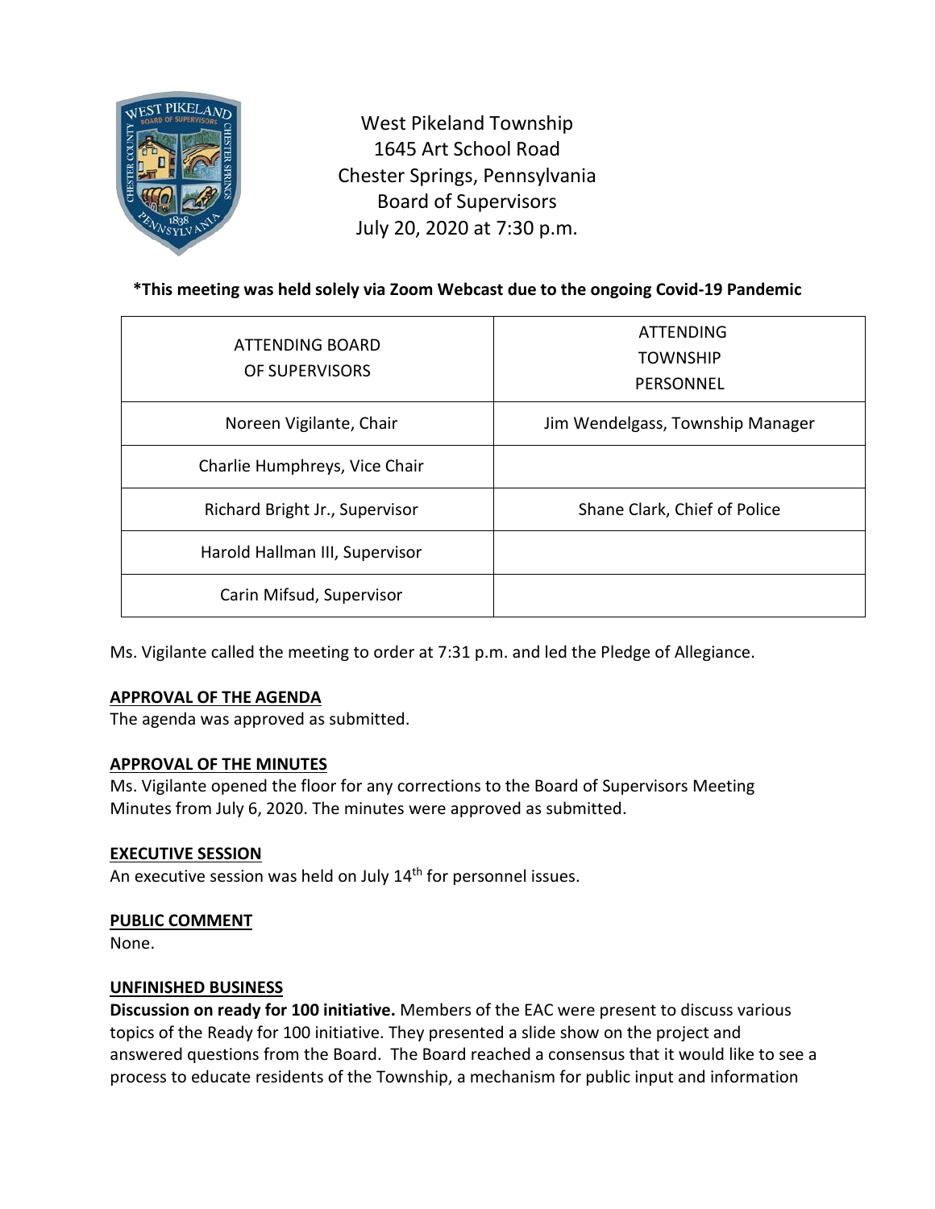West Pikeland Township
1645 Art School Road
Chester Springs, Pennsylvania
Board of Supervisors
July 20, 2020 at 7:30 p.m.

**\*This meeting was held solely via Zoom Webcast due to the ongoing Covid-19 Pandemic**

| ATTENDING BOARD OF SUPERVISORS | ATTENDING TOWNSHIP PERSONNEL |
|---|---|
| Noreen Vigilante, Chair | Jim Wendelgass, Township Manager |
| Charlie Humphreys, Vice Chair | |
| Richard Bright Jr., Supervisor | Shane Clark, Chief of Police |
| Harold Hallman III, Supervisor | |
| Carin Mifsud, Supervisor | |

Ms. Vigilante called the meeting to order at 7:31 p.m. and led the Pledge of Allegiance.

**APPROVAL OF THE AGENDA**
The agenda was approved as submitted.

**APPROVAL OF THE MINUTES**
Ms. Vigilante opened the floor for any corrections to the Board of Supervisors Meeting Minutes from July 6, 2020. The minutes were approved as submitted.

**EXECUTIVE SESSION**
An executive session was held on July 14th for personnel issues.

**PUBLIC COMMENT**
None.

**UNFINISHED BUSINESS**
**Discussion on ready for 100 initiative.** Members of the EAC were present to discuss various topics of the Ready for 100 initiative. They presented a slide show on the project and answered questions from the Board. The Board reached a consensus that it would like to see a process to educate residents of the Township, a mechanism for public input and information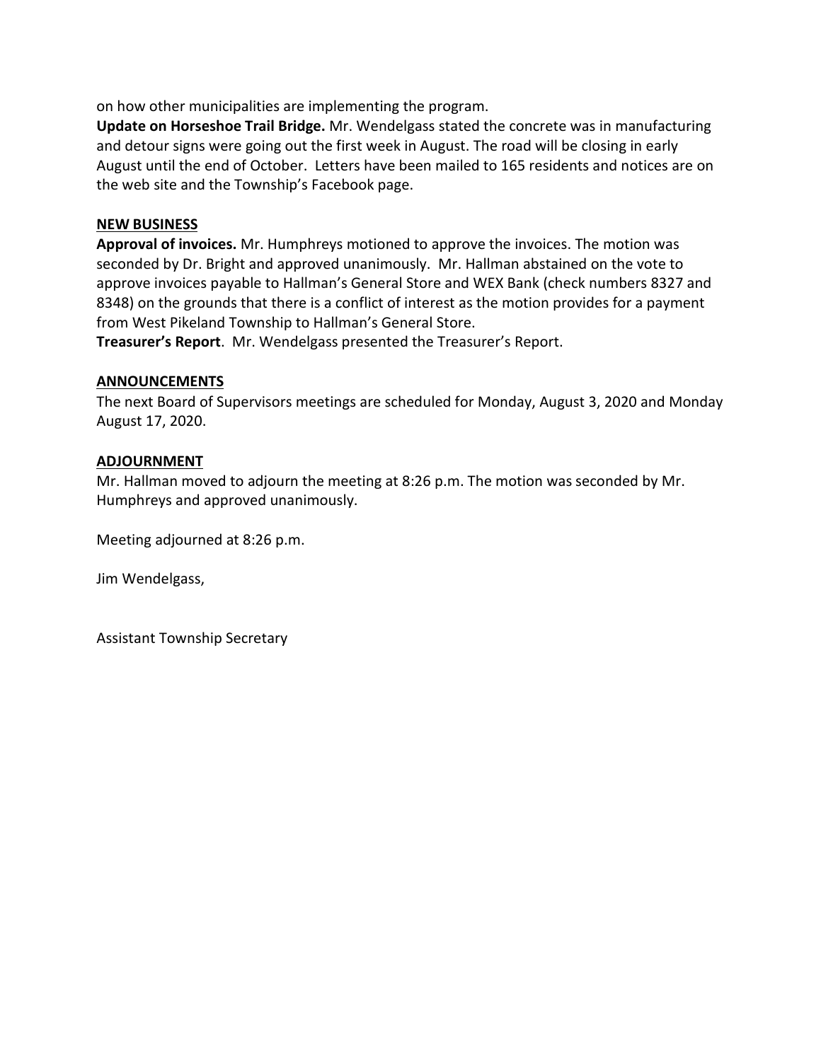on how other municipalities are implementing the program.

**Update on Horseshoe Trail Bridge.** Mr. Wendelgass stated the concrete was in manufacturing and detour signs were going out the first week in August. The road will be closing in early August until the end of October. Letters have been mailed to 165 residents and notices are on the web site and the Township's Facebook page.

## NEW BUSINESS

**Approval of invoices.** Mr. Humphreys motioned to approve the invoices. The motion was seconded by Dr. Bright and approved unanimously. Mr. Hallman abstained on the vote to approve invoices payable to Hallman's General Store and WEX Bank (check numbers 8327 and 8348) on the grounds that there is a conflict of interest as the motion provides for a payment from West Pikeland Township to Hallman's General Store.

**Treasurer's Report**. Mr. Wendelgass presented the Treasurer's Report.

## ANNOUNCEMENTS

The next Board of Supervisors meetings are scheduled for Monday, August 3, 2020 and Monday August 17, 2020.

## ADJOURNMENT

Mr. Hallman moved to adjourn the meeting at 8:26 p.m. The motion was seconded by Mr. Humphreys and approved unanimously.

Meeting adjourned at 8:26 p.m.

Jim Wendelgass,

Assistant Township Secretary